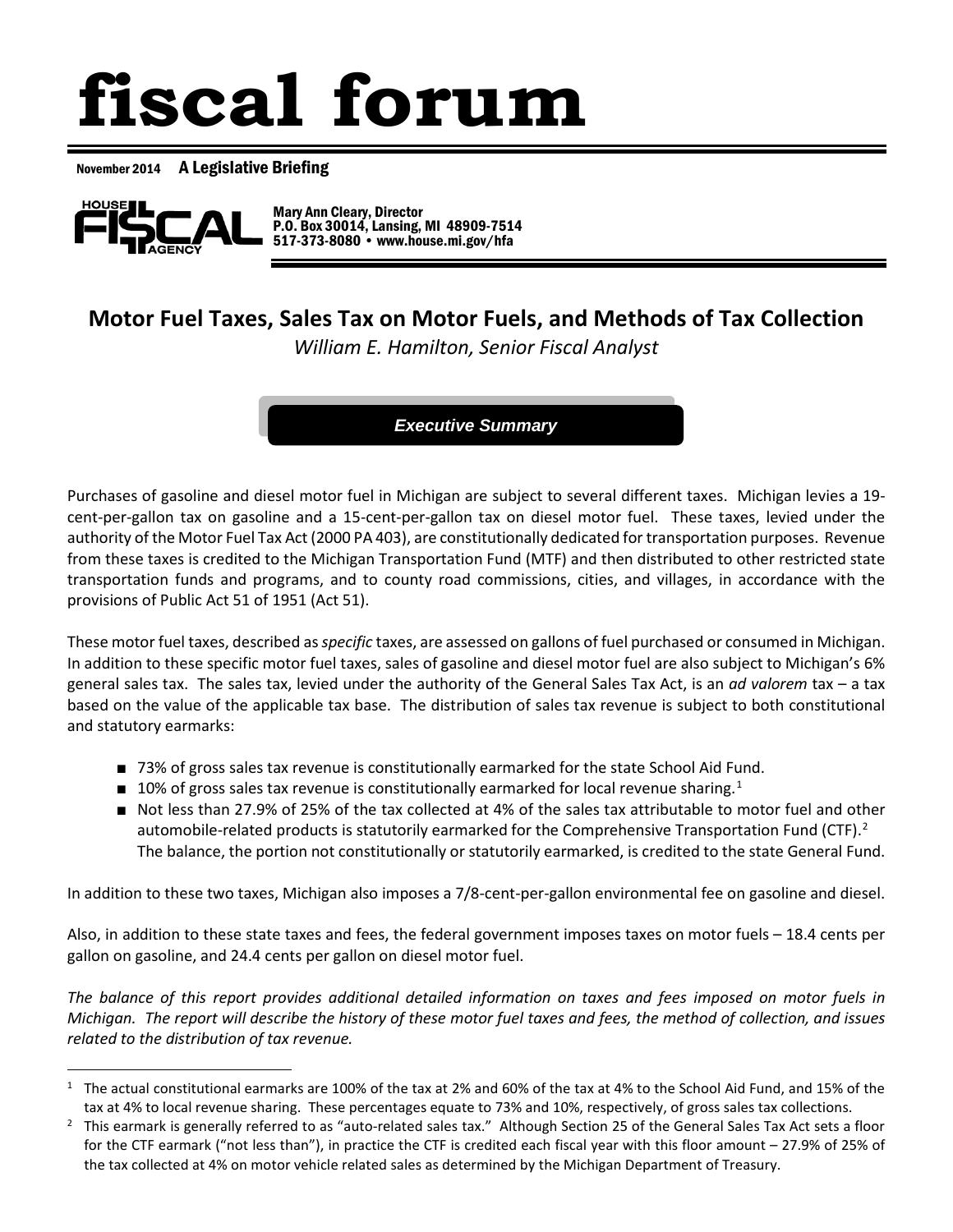# fiscal forum

November 2014 **A Legislative Briefing**

HOUSE FISCAL AGENCY

Mary Ann Cleary, Director
P.O. Box 30014, Lansing, MI 48909-7514
517-373-8080 • www.house.mi.gov/hfa

## Motor Fuel Taxes, Sales Tax on Motor Fuels, and Methods of Tax Collection

*William E. Hamilton, Senior Fiscal Analyst*

### Executive Summary

Purchases of gasoline and diesel motor fuel in Michigan are subject to several different taxes. Michigan levies a 19-cent-per-gallon tax on gasoline and a 15-cent-per-gallon tax on diesel motor fuel. These taxes, levied under the authority of the Motor Fuel Tax Act (2000 PA 403), are constitutionally dedicated for transportation purposes. Revenue from these taxes is credited to the Michigan Transportation Fund (MTF) and then distributed to other restricted state transportation funds and programs, and to county road commissions, cities, and villages, in accordance with the provisions of Public Act 51 of 1951 (Act 51).

These motor fuel taxes, described as *specific* taxes, are assessed on gallons of fuel purchased or consumed in Michigan. In addition to these specific motor fuel taxes, sales of gasoline and diesel motor fuel are also subject to Michigan's 6% general sales tax. The sales tax, levied under the authority of the General Sales Tax Act, is an *ad valorem* tax – a tax based on the value of the applicable tax base. The distribution of sales tax revenue is subject to both constitutional and statutory earmarks:

- 73% of gross sales tax revenue is constitutionally earmarked for the state School Aid Fund.
- 10% of gross sales tax revenue is constitutionally earmarked for local revenue sharing.[1]
- Not less than 27.9% of 25% of the tax collected at 4% of the sales tax attributable to motor fuel and other automobile-related products is statutorily earmarked for the Comprehensive Transportation Fund (CTF).[2] The balance, the portion not constitutionally or statutorily earmarked, is credited to the state General Fund.

In addition to these two taxes, Michigan also imposes a 7/8-cent-per-gallon environmental fee on gasoline and diesel.

Also, in addition to these state taxes and fees, the federal government imposes taxes on motor fuels – 18.4 cents per gallon on gasoline, and 24.4 cents per gallon on diesel motor fuel.

*The balance of this report provides additional detailed information on taxes and fees imposed on motor fuels in Michigan. The report will describe the history of these motor fuel taxes and fees, the method of collection, and issues related to the distribution of tax revenue.*

---

[1] The actual constitutional earmarks are 100% of the tax at 2% and 60% of the tax at 4% to the School Aid Fund, and 15% of the tax at 4% to local revenue sharing. These percentages equate to 73% and 10%, respectively, of gross sales tax collections.

[2] This earmark is generally referred to as "auto-related sales tax." Although Section 25 of the General Sales Tax Act sets a floor for the CTF earmark ("not less than"), in practice the CTF is credited each fiscal year with this floor amount – 27.9% of 25% of the tax collected at 4% on motor vehicle related sales as determined by the Michigan Department of Treasury.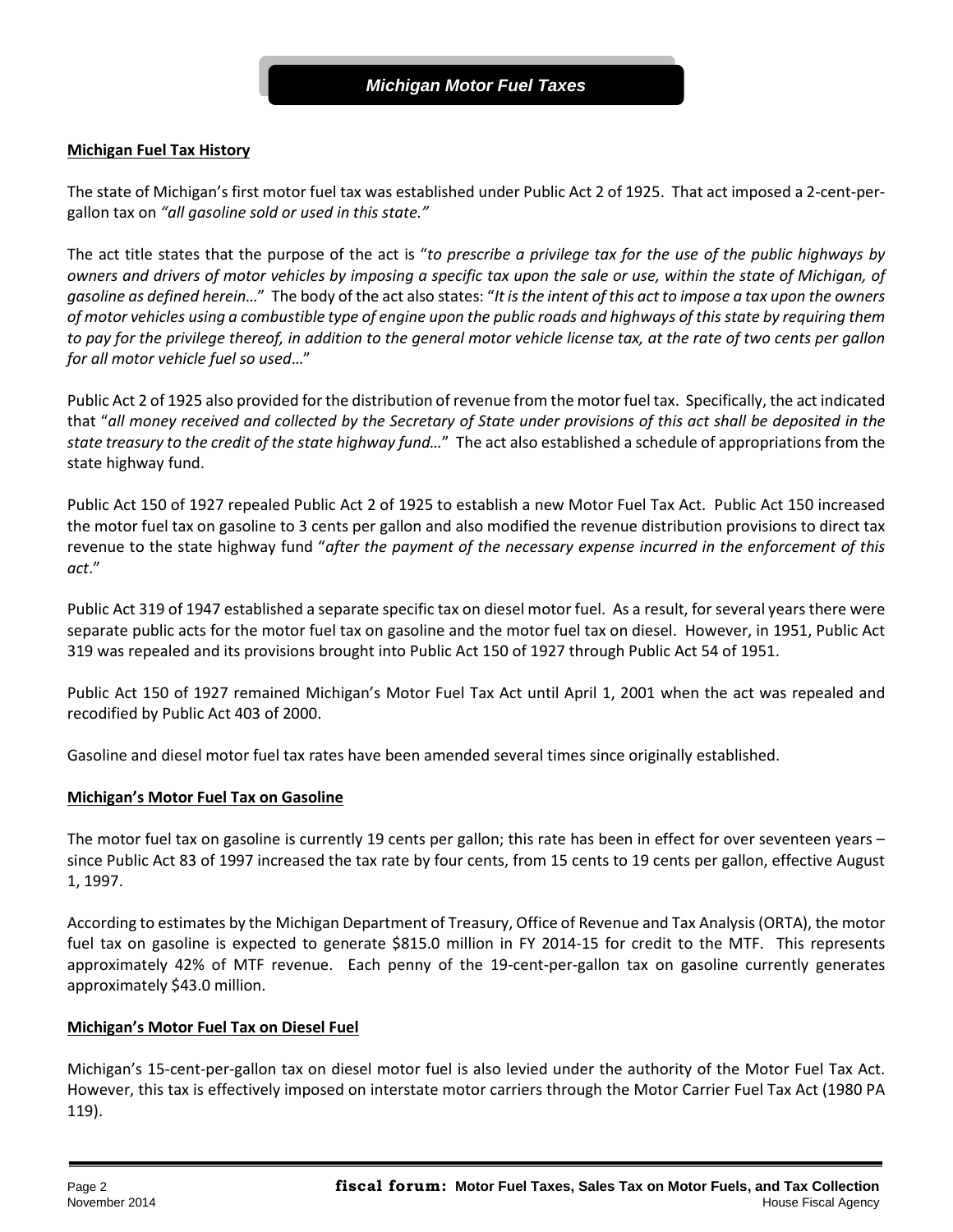# *Michigan Motor Fuel Taxes*

**Michigan Fuel Tax History**

The state of Michigan's first motor fuel tax was established under Public Act 2 of 1925. That act imposed a 2-cent-per-gallon tax on *"all gasoline sold or used in this state."*

The act title states that the purpose of the act is "*to prescribe a privilege tax for the use of the public highways by owners and drivers of motor vehicles by imposing a specific tax upon the sale or use, within the state of Michigan, of gasoline as defined herein…*" The body of the act also states: "*It is the intent of this act to impose a tax upon the owners of motor vehicles using a combustible type of engine upon the public roads and highways of this state by requiring them to pay for the privilege thereof, in addition to the general motor vehicle license tax, at the rate of two cents per gallon for all motor vehicle fuel so used…*"

Public Act 2 of 1925 also provided for the distribution of revenue from the motor fuel tax. Specifically, the act indicated that "*all money received and collected by the Secretary of State under provisions of this act shall be deposited in the state treasury to the credit of the state highway fund…*" The act also established a schedule of appropriations from the state highway fund.

Public Act 150 of 1927 repealed Public Act 2 of 1925 to establish a new Motor Fuel Tax Act. Public Act 150 increased the motor fuel tax on gasoline to 3 cents per gallon and also modified the revenue distribution provisions to direct tax revenue to the state highway fund "*after the payment of the necessary expense incurred in the enforcement of this act*."

Public Act 319 of 1947 established a separate specific tax on diesel motor fuel. As a result, for several years there were separate public acts for the motor fuel tax on gasoline and the motor fuel tax on diesel. However, in 1951, Public Act 319 was repealed and its provisions brought into Public Act 150 of 1927 through Public Act 54 of 1951.

Public Act 150 of 1927 remained Michigan's Motor Fuel Tax Act until April 1, 2001 when the act was repealed and recodified by Public Act 403 of 2000.

Gasoline and diesel motor fuel tax rates have been amended several times since originally established.

**Michigan's Motor Fuel Tax on Gasoline**

The motor fuel tax on gasoline is currently 19 cents per gallon; this rate has been in effect for over seventeen years – since Public Act 83 of 1997 increased the tax rate by four cents, from 15 cents to 19 cents per gallon, effective August 1, 1997.

According to estimates by the Michigan Department of Treasury, Office of Revenue and Tax Analysis (ORTA), the motor fuel tax on gasoline is expected to generate $815.0 million in FY 2014-15 for credit to the MTF. This represents approximately 42% of MTF revenue. Each penny of the 19-cent-per-gallon tax on gasoline currently generates approximately $43.0 million.

**Michigan's Motor Fuel Tax on Diesel Fuel**

Michigan's 15-cent-per-gallon tax on diesel motor fuel is also levied under the authority of the Motor Fuel Tax Act. However, this tax is effectively imposed on interstate motor carriers through the Motor Carrier Fuel Tax Act (1980 PA 119).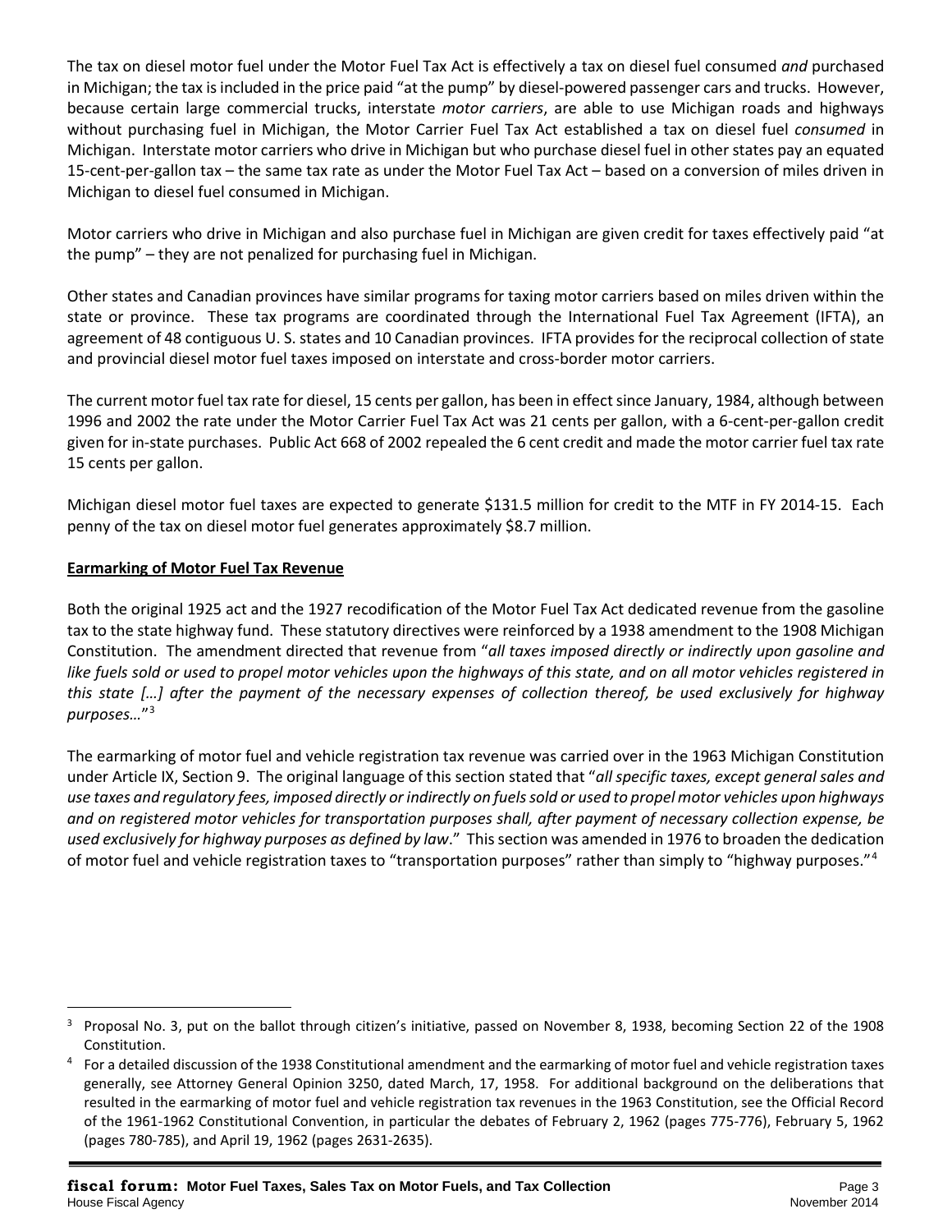The tax on diesel motor fuel under the Motor Fuel Tax Act is effectively a tax on diesel fuel consumed *and* purchased in Michigan; the tax is included in the price paid "at the pump" by diesel-powered passenger cars and trucks. However, because certain large commercial trucks, interstate *motor carriers*, are able to use Michigan roads and highways without purchasing fuel in Michigan, the Motor Carrier Fuel Tax Act established a tax on diesel fuel *consumed* in Michigan. Interstate motor carriers who drive in Michigan but who purchase diesel fuel in other states pay an equated 15-cent-per-gallon tax – the same tax rate as under the Motor Fuel Tax Act – based on a conversion of miles driven in Michigan to diesel fuel consumed in Michigan.

Motor carriers who drive in Michigan and also purchase fuel in Michigan are given credit for taxes effectively paid "at the pump" – they are not penalized for purchasing fuel in Michigan.

Other states and Canadian provinces have similar programs for taxing motor carriers based on miles driven within the state or province. These tax programs are coordinated through the International Fuel Tax Agreement (IFTA), an agreement of 48 contiguous U. S. states and 10 Canadian provinces. IFTA provides for the reciprocal collection of state and provincial diesel motor fuel taxes imposed on interstate and cross-border motor carriers.

The current motor fuel tax rate for diesel, 15 cents per gallon, has been in effect since January, 1984, although between 1996 and 2002 the rate under the Motor Carrier Fuel Tax Act was 21 cents per gallon, with a 6-cent-per-gallon credit given for in-state purchases. Public Act 668 of 2002 repealed the 6 cent credit and made the motor carrier fuel tax rate 15 cents per gallon.

Michigan diesel motor fuel taxes are expected to generate $131.5 million for credit to the MTF in FY 2014-15. Each penny of the tax on diesel motor fuel generates approximately $8.7 million.

## Earmarking of Motor Fuel Tax Revenue

Both the original 1925 act and the 1927 recodification of the Motor Fuel Tax Act dedicated revenue from the gasoline tax to the state highway fund. These statutory directives were reinforced by a 1938 amendment to the 1908 Michigan Constitution. The amendment directed that revenue from "*all taxes imposed directly or indirectly upon gasoline and like fuels sold or used to propel motor vehicles upon the highways of this state, and on all motor vehicles registered in this state […] after the payment of the necessary expenses of collection thereof, be used exclusively for highway purposes…*"[3]

The earmarking of motor fuel and vehicle registration tax revenue was carried over in the 1963 Michigan Constitution under Article IX, Section 9. The original language of this section stated that "*all specific taxes, except general sales and use taxes and regulatory fees, imposed directly or indirectly on fuels sold or used to propel motor vehicles upon highways and on registered motor vehicles for transportation purposes shall, after payment of necessary collection expense, be used exclusively for highway purposes as defined by law*." This section was amended in 1976 to broaden the dedication of motor fuel and vehicle registration taxes to "transportation purposes" rather than simply to "highway purposes."[4]

---

[3] Proposal No. 3, put on the ballot through citizen's initiative, passed on November 8, 1938, becoming Section 22 of the 1908 Constitution.

[4] For a detailed discussion of the 1938 Constitutional amendment and the earmarking of motor fuel and vehicle registration taxes generally, see Attorney General Opinion 3250, dated March, 17, 1958. For additional background on the deliberations that resulted in the earmarking of motor fuel and vehicle registration tax revenues in the 1963 Constitution, see the Official Record of the 1961-1962 Constitutional Convention, in particular the debates of February 2, 1962 (pages 775-776), February 5, 1962 (pages 780-785), and April 19, 1962 (pages 2631-2635).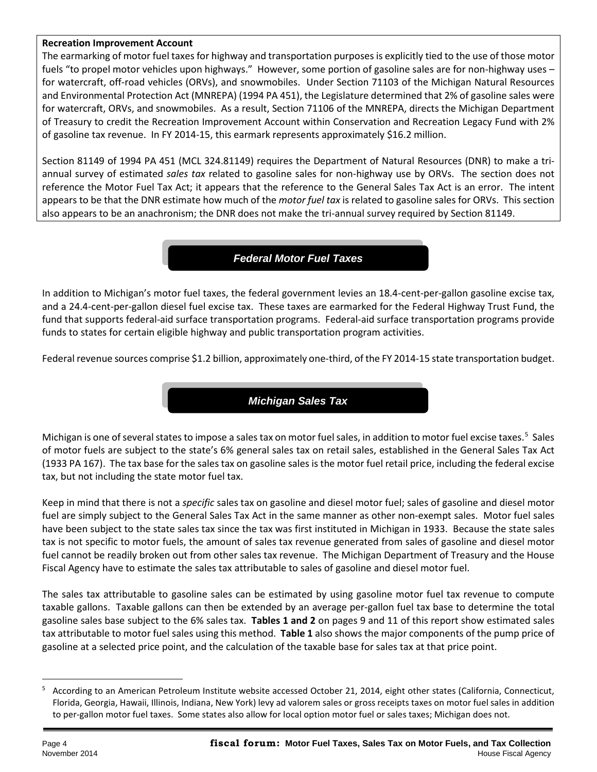**Recreation Improvement Account**

The earmarking of motor fuel taxes for highway and transportation purposes is explicitly tied to the use of those motor fuels "to propel motor vehicles upon highways." However, some portion of gasoline sales are for non-highway uses – for watercraft, off-road vehicles (ORVs), and snowmobiles. Under Section 71103 of the Michigan Natural Resources and Environmental Protection Act (MNREPA) (1994 PA 451), the Legislature determined that 2% of gasoline sales were for watercraft, ORVs, and snowmobiles. As a result, Section 71106 of the MNREPA, directs the Michigan Department of Treasury to credit the Recreation Improvement Account within Conservation and Recreation Legacy Fund with 2% of gasoline tax revenue. In FY 2014-15, this earmark represents approximately $16.2 million.

Section 81149 of 1994 PA 451 (MCL 324.81149) requires the Department of Natural Resources (DNR) to make a tri-annual survey of estimated *sales tax* related to gasoline sales for non-highway use by ORVs. The section does not reference the Motor Fuel Tax Act; it appears that the reference to the General Sales Tax Act is an error. The intent appears to be that the DNR estimate how much of the *motor fuel tax* is related to gasoline sales for ORVs. This section also appears to be an anachronism; the DNR does not make the tri-annual survey required by Section 81149.

## *Federal Motor Fuel Taxes*

In addition to Michigan's motor fuel taxes, the federal government levies an 18.4-cent-per-gallon gasoline excise tax, and a 24.4-cent-per-gallon diesel fuel excise tax. These taxes are earmarked for the Federal Highway Trust Fund, the fund that supports federal-aid surface transportation programs. Federal-aid surface transportation programs provide funds to states for certain eligible highway and public transportation program activities.

Federal revenue sources comprise $1.2 billion, approximately one-third, of the FY 2014-15 state transportation budget.

## *Michigan Sales Tax*

Michigan is one of several states to impose a sales tax on motor fuel sales, in addition to motor fuel excise taxes.[5] Sales of motor fuels are subject to the state's 6% general sales tax on retail sales, established in the General Sales Tax Act (1933 PA 167). The tax base for the sales tax on gasoline sales is the motor fuel retail price, including the federal excise tax, but not including the state motor fuel tax.

Keep in mind that there is not a *specific* sales tax on gasoline and diesel motor fuel; sales of gasoline and diesel motor fuel are simply subject to the General Sales Tax Act in the same manner as other non-exempt sales. Motor fuel sales have been subject to the state sales tax since the tax was first instituted in Michigan in 1933. Because the state sales tax is not specific to motor fuels, the amount of sales tax revenue generated from sales of gasoline and diesel motor fuel cannot be readily broken out from other sales tax revenue. The Michigan Department of Treasury and the House Fiscal Agency have to estimate the sales tax attributable to sales of gasoline and diesel motor fuel.

The sales tax attributable to gasoline sales can be estimated by using gasoline motor fuel tax revenue to compute taxable gallons. Taxable gallons can then be extended by an average per-gallon fuel tax base to determine the total gasoline sales base subject to the 6% sales tax. **Tables 1 and 2** on pages 9 and 11 of this report show estimated sales tax attributable to motor fuel sales using this method. **Table 1** also shows the major components of the pump price of gasoline at a selected price point, and the calculation of the taxable base for sales tax at that price point.

---

[5] According to an American Petroleum Institute website accessed October 21, 2014, eight other states (California, Connecticut, Florida, Georgia, Hawaii, Illinois, Indiana, New York) levy ad valorem sales or gross receipts taxes on motor fuel sales in addition to per-gallon motor fuel taxes. Some states also allow for local option motor fuel or sales taxes; Michigan does not.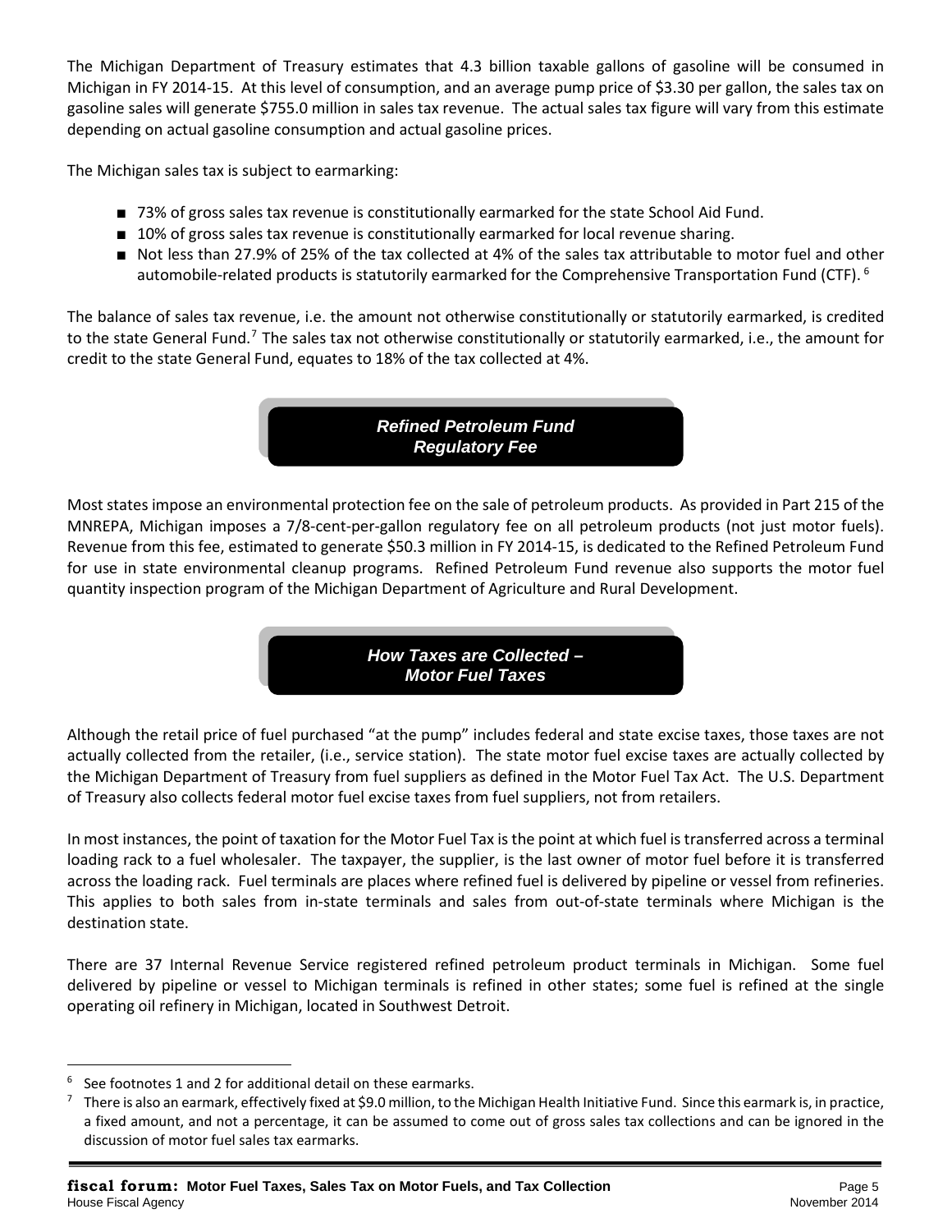The Michigan Department of Treasury estimates that 4.3 billion taxable gallons of gasoline will be consumed in Michigan in FY 2014-15. At this level of consumption, and an average pump price of $3.30 per gallon, the sales tax on gasoline sales will generate $755.0 million in sales tax revenue. The actual sales tax figure will vary from this estimate depending on actual gasoline consumption and actual gasoline prices.

The Michigan sales tax is subject to earmarking:

- 73% of gross sales tax revenue is constitutionally earmarked for the state School Aid Fund.
- 10% of gross sales tax revenue is constitutionally earmarked for local revenue sharing.
- Not less than 27.9% of 25% of the tax collected at 4% of the sales tax attributable to motor fuel and other automobile-related products is statutorily earmarked for the Comprehensive Transportation Fund (CTF).[6]

The balance of sales tax revenue, i.e. the amount not otherwise constitutionally or statutorily earmarked, is credited to the state General Fund.[7] The sales tax not otherwise constitutionally or statutorily earmarked, i.e., the amount for credit to the state General Fund, equates to 18% of the tax collected at 4%.

## *Refined Petroleum Fund Regulatory Fee*

Most states impose an environmental protection fee on the sale of petroleum products. As provided in Part 215 of the MNREPA, Michigan imposes a 7/8-cent-per-gallon regulatory fee on all petroleum products (not just motor fuels). Revenue from this fee, estimated to generate $50.3 million in FY 2014-15, is dedicated to the Refined Petroleum Fund for use in state environmental cleanup programs. Refined Petroleum Fund revenue also supports the motor fuel quantity inspection program of the Michigan Department of Agriculture and Rural Development.

## *How Taxes are Collected – Motor Fuel Taxes*

Although the retail price of fuel purchased "at the pump" includes federal and state excise taxes, those taxes are not actually collected from the retailer, (i.e., service station). The state motor fuel excise taxes are actually collected by the Michigan Department of Treasury from fuel suppliers as defined in the Motor Fuel Tax Act. The U.S. Department of Treasury also collects federal motor fuel excise taxes from fuel suppliers, not from retailers.

In most instances, the point of taxation for the Motor Fuel Tax is the point at which fuel is transferred across a terminal loading rack to a fuel wholesaler. The taxpayer, the supplier, is the last owner of motor fuel before it is transferred across the loading rack. Fuel terminals are places where refined fuel is delivered by pipeline or vessel from refineries. This applies to both sales from in-state terminals and sales from out-of-state terminals where Michigan is the destination state.

There are 37 Internal Revenue Service registered refined petroleum product terminals in Michigan. Some fuel delivered by pipeline or vessel to Michigan terminals is refined in other states; some fuel is refined at the single operating oil refinery in Michigan, located in Southwest Detroit.

---

[6] See footnotes 1 and 2 for additional detail on these earmarks.

[7] There is also an earmark, effectively fixed at $9.0 million, to the Michigan Health Initiative Fund. Since this earmark is, in practice, a fixed amount, and not a percentage, it can be assumed to come out of gross sales tax collections and can be ignored in the discussion of motor fuel sales tax earmarks.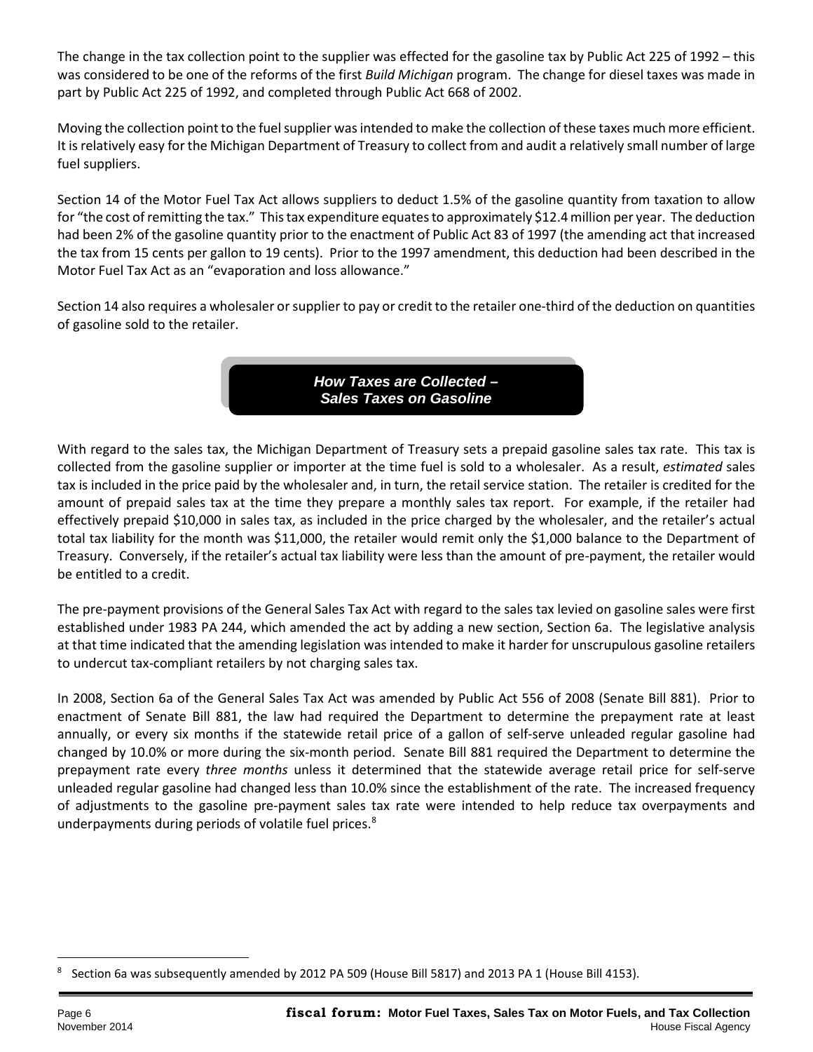The change in the tax collection point to the supplier was effected for the gasoline tax by Public Act 225 of 1992 – this was considered to be one of the reforms of the first *Build Michigan* program. The change for diesel taxes was made in part by Public Act 225 of 1992, and completed through Public Act 668 of 2002.

Moving the collection point to the fuel supplier was intended to make the collection of these taxes much more efficient. It is relatively easy for the Michigan Department of Treasury to collect from and audit a relatively small number of large fuel suppliers.

Section 14 of the Motor Fuel Tax Act allows suppliers to deduct 1.5% of the gasoline quantity from taxation to allow for "the cost of remitting the tax." This tax expenditure equates to approximately $12.4 million per year. The deduction had been 2% of the gasoline quantity prior to the enactment of Public Act 83 of 1997 (the amending act that increased the tax from 15 cents per gallon to 19 cents). Prior to the 1997 amendment, this deduction had been described in the Motor Fuel Tax Act as an "evaporation and loss allowance."

Section 14 also requires a wholesaler or supplier to pay or credit to the retailer one-third of the deduction on quantities of gasoline sold to the retailer.

## *How Taxes are Collected – Sales Taxes on Gasoline*

With regard to the sales tax, the Michigan Department of Treasury sets a prepaid gasoline sales tax rate. This tax is collected from the gasoline supplier or importer at the time fuel is sold to a wholesaler. As a result, *estimated* sales tax is included in the price paid by the wholesaler and, in turn, the retail service station. The retailer is credited for the amount of prepaid sales tax at the time they prepare a monthly sales tax report. For example, if the retailer had effectively prepaid $10,000 in sales tax, as included in the price charged by the wholesaler, and the retailer's actual total tax liability for the month was $11,000, the retailer would remit only the $1,000 balance to the Department of Treasury. Conversely, if the retailer's actual tax liability were less than the amount of pre-payment, the retailer would be entitled to a credit.

The pre-payment provisions of the General Sales Tax Act with regard to the sales tax levied on gasoline sales were first established under 1983 PA 244, which amended the act by adding a new section, Section 6a. The legislative analysis at that time indicated that the amending legislation was intended to make it harder for unscrupulous gasoline retailers to undercut tax-compliant retailers by not charging sales tax.

In 2008, Section 6a of the General Sales Tax Act was amended by Public Act 556 of 2008 (Senate Bill 881). Prior to enactment of Senate Bill 881, the law had required the Department to determine the prepayment rate at least annually, or every six months if the statewide retail price of a gallon of self-serve unleaded regular gasoline had changed by 10.0% or more during the six-month period. Senate Bill 881 required the Department to determine the prepayment rate every *three months* unless it determined that the statewide average retail price for self-serve unleaded regular gasoline had changed less than 10.0% since the establishment of the rate. The increased frequency of adjustments to the gasoline pre-payment sales tax rate were intended to help reduce tax overpayments and underpayments during periods of volatile fuel prices.[8]

[8] Section 6a was subsequently amended by 2012 PA 509 (House Bill 5817) and 2013 PA 1 (House Bill 4153).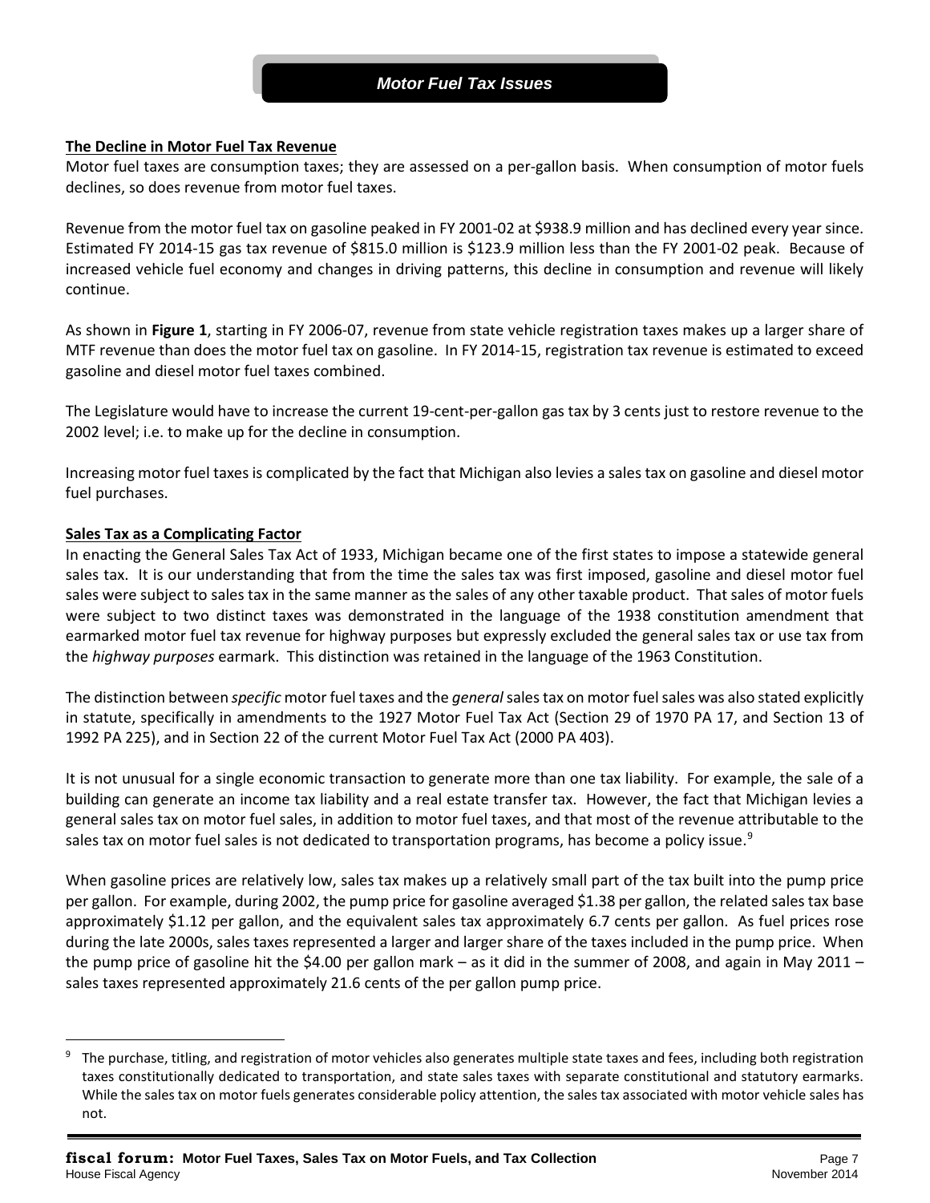## Motor Fuel Tax Issues

**The Decline in Motor Fuel Tax Revenue**

Motor fuel taxes are consumption taxes; they are assessed on a per-gallon basis. When consumption of motor fuels declines, so does revenue from motor fuel taxes.

Revenue from the motor fuel tax on gasoline peaked in FY 2001-02 at $938.9 million and has declined every year since. Estimated FY 2014-15 gas tax revenue of $815.0 million is $123.9 million less than the FY 2001-02 peak. Because of increased vehicle fuel economy and changes in driving patterns, this decline in consumption and revenue will likely continue.

As shown in **Figure 1**, starting in FY 2006-07, revenue from state vehicle registration taxes makes up a larger share of MTF revenue than does the motor fuel tax on gasoline. In FY 2014-15, registration tax revenue is estimated to exceed gasoline and diesel motor fuel taxes combined.

The Legislature would have to increase the current 19-cent-per-gallon gas tax by 3 cents just to restore revenue to the 2002 level; i.e. to make up for the decline in consumption.

Increasing motor fuel taxes is complicated by the fact that Michigan also levies a sales tax on gasoline and diesel motor fuel purchases.

**Sales Tax as a Complicating Factor**

In enacting the General Sales Tax Act of 1933, Michigan became one of the first states to impose a statewide general sales tax. It is our understanding that from the time the sales tax was first imposed, gasoline and diesel motor fuel sales were subject to sales tax in the same manner as the sales of any other taxable product. That sales of motor fuels were subject to two distinct taxes was demonstrated in the language of the 1938 constitution amendment that earmarked motor fuel tax revenue for highway purposes but expressly excluded the general sales tax or use tax from the *highway purposes* earmark. This distinction was retained in the language of the 1963 Constitution.

The distinction between *specific* motor fuel taxes and the *general* sales tax on motor fuel sales was also stated explicitly in statute, specifically in amendments to the 1927 Motor Fuel Tax Act (Section 29 of 1970 PA 17, and Section 13 of 1992 PA 225), and in Section 22 of the current Motor Fuel Tax Act (2000 PA 403).

It is not unusual for a single economic transaction to generate more than one tax liability. For example, the sale of a building can generate an income tax liability and a real estate transfer tax. However, the fact that Michigan levies a general sales tax on motor fuel sales, in addition to motor fuel taxes, and that most of the revenue attributable to the sales tax on motor fuel sales is not dedicated to transportation programs, has become a policy issue.[9]

When gasoline prices are relatively low, sales tax makes up a relatively small part of the tax built into the pump price per gallon. For example, during 2002, the pump price for gasoline averaged $1.38 per gallon, the related sales tax base approximately $1.12 per gallon, and the equivalent sales tax approximately 6.7 cents per gallon. As fuel prices rose during the late 2000s, sales taxes represented a larger and larger share of the taxes included in the pump price. When the pump price of gasoline hit the $4.00 per gallon mark – as it did in the summer of 2008, and again in May 2011 – sales taxes represented approximately 21.6 cents of the per gallon pump price.

---

[9] The purchase, titling, and registration of motor vehicles also generates multiple state taxes and fees, including both registration taxes constitutionally dedicated to transportation, and state sales taxes with separate constitutional and statutory earmarks. While the sales tax on motor fuels generates considerable policy attention, the sales tax associated with motor vehicle sales has not.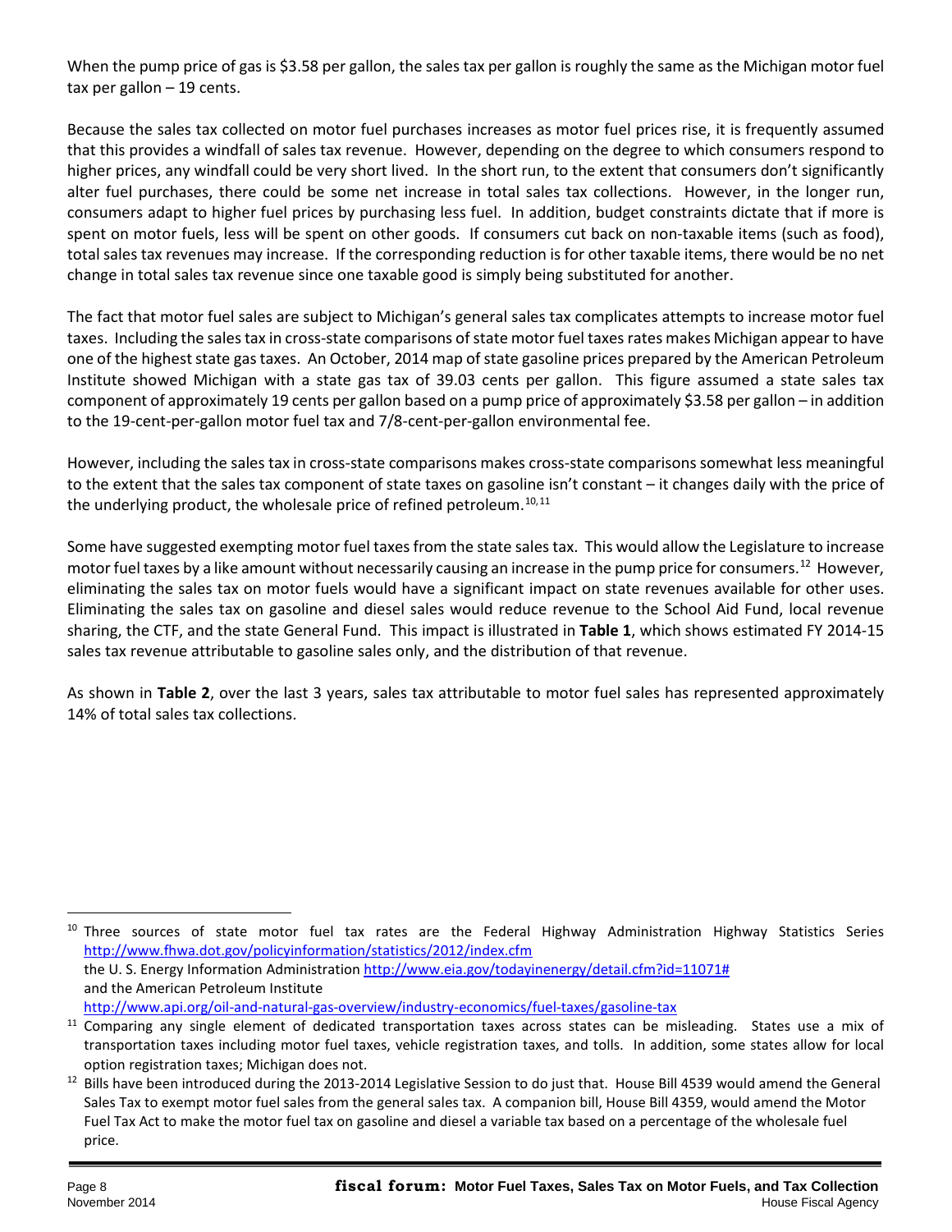When the pump price of gas is $3.58 per gallon, the sales tax per gallon is roughly the same as the Michigan motor fuel tax per gallon – 19 cents.

Because the sales tax collected on motor fuel purchases increases as motor fuel prices rise, it is frequently assumed that this provides a windfall of sales tax revenue. However, depending on the degree to which consumers respond to higher prices, any windfall could be very short lived. In the short run, to the extent that consumers don't significantly alter fuel purchases, there could be some net increase in total sales tax collections. However, in the longer run, consumers adapt to higher fuel prices by purchasing less fuel. In addition, budget constraints dictate that if more is spent on motor fuels, less will be spent on other goods. If consumers cut back on non-taxable items (such as food), total sales tax revenues may increase. If the corresponding reduction is for other taxable items, there would be no net change in total sales tax revenue since one taxable good is simply being substituted for another.

The fact that motor fuel sales are subject to Michigan's general sales tax complicates attempts to increase motor fuel taxes. Including the sales tax in cross-state comparisons of state motor fuel taxes rates makes Michigan appear to have one of the highest state gas taxes. An October, 2014 map of state gasoline prices prepared by the American Petroleum Institute showed Michigan with a state gas tax of 39.03 cents per gallon. This figure assumed a state sales tax component of approximately 19 cents per gallon based on a pump price of approximately $3.58 per gallon – in addition to the 19-cent-per-gallon motor fuel tax and 7/8-cent-per-gallon environmental fee.

However, including the sales tax in cross-state comparisons makes cross-state comparisons somewhat less meaningful to the extent that the sales tax component of state taxes on gasoline isn't constant – it changes daily with the price of the underlying product, the wholesale price of refined petroleum.[10,11]

Some have suggested exempting motor fuel taxes from the state sales tax. This would allow the Legislature to increase motor fuel taxes by a like amount without necessarily causing an increase in the pump price for consumers.[12] However, eliminating the sales tax on motor fuels would have a significant impact on state revenues available for other uses. Eliminating the sales tax on gasoline and diesel sales would reduce revenue to the School Aid Fund, local revenue sharing, the CTF, and the state General Fund. This impact is illustrated in **Table 1**, which shows estimated FY 2014-15 sales tax revenue attributable to gasoline sales only, and the distribution of that revenue.

As shown in **Table 2**, over the last 3 years, sales tax attributable to motor fuel sales has represented approximately 14% of total sales tax collections.

---

[10] Three sources of state motor fuel tax rates are the Federal Highway Administration Highway Statistics Series http://www.fhwa.dot.gov/policyinformation/statistics/2012/index.cfm
the U. S. Energy Information Administration http://www.eia.gov/todayinenergy/detail.cfm?id=11071#
and the American Petroleum Institute
http://www.api.org/oil-and-natural-gas-overview/industry-economics/fuel-taxes/gasoline-tax

[11] Comparing any single element of dedicated transportation taxes across states can be misleading. States use a mix of transportation taxes including motor fuel taxes, vehicle registration taxes, and tolls. In addition, some states allow for local option registration taxes; Michigan does not.

[12] Bills have been introduced during the 2013-2014 Legislative Session to do just that. House Bill 4539 would amend the General Sales Tax to exempt motor fuel sales from the general sales tax. A companion bill, House Bill 4359, would amend the Motor Fuel Tax Act to make the motor fuel tax on gasoline and diesel a variable tax based on a percentage of the wholesale fuel price.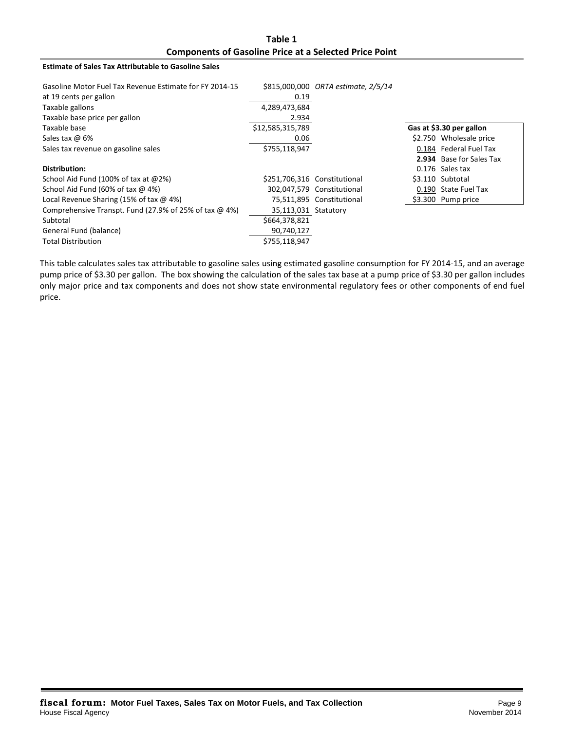# Table 1
## Components of Gasoline Price at a Selected Price Point

**Estimate of Sales Tax Attributable to Gasoline Sales**

| | | |
|---|---|---|
| Gasoline Motor Fuel Tax Revenue Estimate for FY 2014-15 | $815,000,000 | *ORTA estimate, 2/5/14* |
| at 19 cents per gallon | 0.19 | |
| Taxable gallons | 4,289,473,684 | |
| Taxable base price per gallon | 2.934 | |
| Taxable base | $12,585,315,789 | |
| Sales tax @ 6% | 0.06 | |
| Sales tax revenue on gasoline sales | $755,118,947 | |
| | | |
| **Distribution:** | | |
| School Aid Fund (100% of tax at @2%) | $251,706,316 | Constitutional |
| School Aid Fund (60% of tax @ 4%) | 302,047,579 | Constitutional |
| Local Revenue Sharing (15% of tax @ 4%) | 75,511,895 | Constitutional |
| Comprehensive Transpt. Fund (27.9% of 25% of tax @ 4%) | 35,113,031 | Statutory |
| Subtotal | $664,378,821 | |
| General Fund (balance) | 90,740,127 | |
| Total Distribution | $755,118,947 | |

| **Gas at $3.30 per gallon** | |
|---|---|
| $2.750 | Wholesale price |
| 0.184 | Federal Fuel Tax |
| **2.934** | Base for Sales Tax |
| 0.176 | Sales tax |
| $3.110 | Subtotal |
| 0.190 | State Fuel Tax |
| $3.300 | Pump price |

This table calculates sales tax attributable to gasoline sales using estimated gasoline consumption for FY 2014-15, and an average pump price of $3.30 per gallon. The box showing the calculation of the sales tax base at a pump price of $3.30 per gallon includes only major price and tax components and does not show state environmental regulatory fees or other components of end fuel price.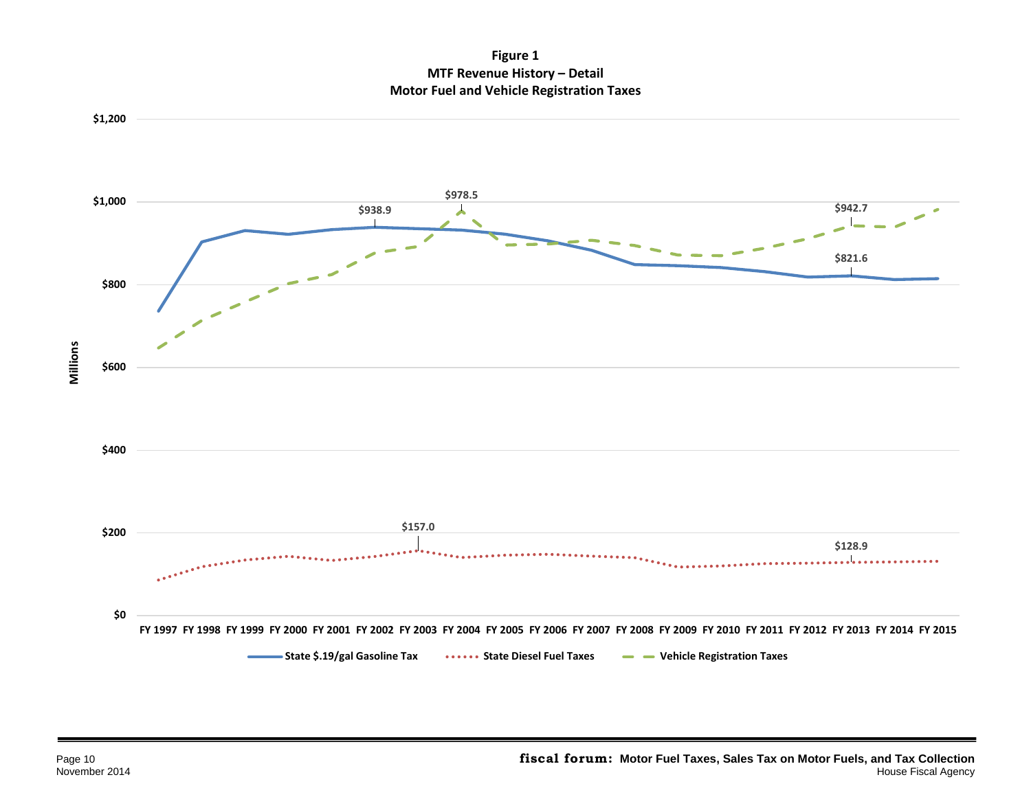**Figure 1**
**MTF Revenue History – Detail**
**Motor Fuel and Vehicle Registration Taxes**

Millions

$1,200
$1,000
$800
$600
$400
$200
$0

FY 1997 FY 1998 FY 1999 FY 2000 FY 2001 FY 2002 FY 2003 FY 2004 FY 2005 FY 2006 FY 2007 FY 2008 FY 2009 FY 2010 FY 2011 FY 2012 FY 2013 FY 2014 FY 2015

$938.9
$978.5
$942.7
$821.6
$157.0
$128.9

State $.19/gal Gasoline Tax — State Diesel Fuel Taxes — Vehicle Registration Taxes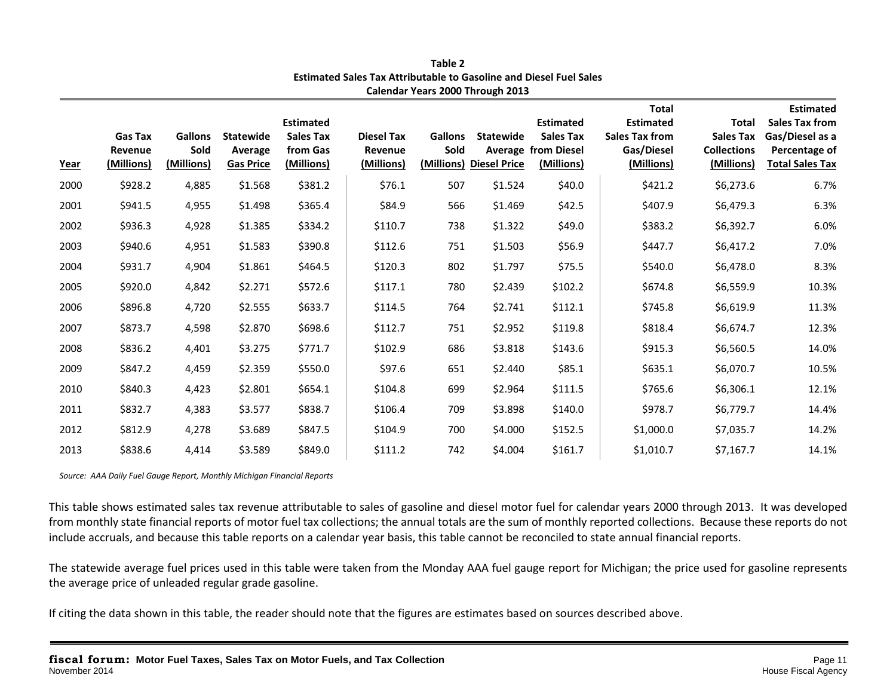**Table 2**
**Estimated Sales Tax Attributable to Gasoline and Diesel Fuel Sales**
**Calendar Years 2000 Through 2013**

| Year | Gas Tax Revenue (Millions) | Gallons Sold (Millions) | Statewide Average Gas Price | Estimated Sales Tax from Gas (Millions) | Diesel Tax Revenue (Millions) | Gallons Sold (Millions) | Statewide Average Diesel Price | Estimated Sales Tax from Diesel (Millions) | Total Estimated Sales Tax from Gas/Diesel (Millions) | Total Sales Tax Collections (Millions) | Estimated Sales Tax from Gas/Diesel as a Percentage of Total Sales Tax |
|---|---|---|---|---|---|---|---|---|---|---|---|
| 2000 | $928.2 | 4,885 | $1.568 | $381.2 | $76.1 | 507 | $1.524 | $40.0 | $421.2 | $6,273.6 | 6.7% |
| 2001 | $941.5 | 4,955 | $1.498 | $365.4 | $84.9 | 566 | $1.469 | $42.5 | $407.9 | $6,479.3 | 6.3% |
| 2002 | $936.3 | 4,928 | $1.385 | $334.2 | $110.7 | 738 | $1.322 | $49.0 | $383.2 | $6,392.7 | 6.0% |
| 2003 | $940.6 | 4,951 | $1.583 | $390.8 | $112.6 | 751 | $1.503 | $56.9 | $447.7 | $6,417.2 | 7.0% |
| 2004 | $931.7 | 4,904 | $1.861 | $464.5 | $120.3 | 802 | $1.797 | $75.5 | $540.0 | $6,478.0 | 8.3% |
| 2005 | $920.0 | 4,842 | $2.271 | $572.6 | $117.1 | 780 | $2.439 | $102.2 | $674.8 | $6,559.9 | 10.3% |
| 2006 | $896.8 | 4,720 | $2.555 | $633.7 | $114.5 | 764 | $2.741 | $112.1 | $745.8 | $6,619.9 | 11.3% |
| 2007 | $873.7 | 4,598 | $2.870 | $698.6 | $112.7 | 751 | $2.952 | $119.8 | $818.4 | $6,674.7 | 12.3% |
| 2008 | $836.2 | 4,401 | $3.275 | $771.7 | $102.9 | 686 | $3.818 | $143.6 | $915.3 | $6,560.5 | 14.0% |
| 2009 | $847.2 | 4,459 | $2.359 | $550.0 | $97.6 | 651 | $2.440 | $85.1 | $635.1 | $6,070.7 | 10.5% |
| 2010 | $840.3 | 4,423 | $2.801 | $654.1 | $104.8 | 699 | $2.964 | $111.5 | $765.6 | $6,306.1 | 12.1% |
| 2011 | $832.7 | 4,383 | $3.577 | $838.7 | $106.4 | 709 | $3.898 | $140.0 | $978.7 | $6,779.7 | 14.4% |
| 2012 | $812.9 | 4,278 | $3.689 | $847.5 | $104.9 | 700 | $4.000 | $152.5 | $1,000.0 | $7,035.7 | 14.2% |
| 2013 | $838.6 | 4,414 | $3.589 | $849.0 | $111.2 | 742 | $4.004 | $161.7 | $1,010.7 | $7,167.7 | 14.1% |

*Source: AAA Daily Fuel Gauge Report, Monthly Michigan Financial Reports*

This table shows estimated sales tax revenue attributable to sales of gasoline and diesel motor fuel for calendar years 2000 through 2013. It was developed from monthly state financial reports of motor fuel tax collections; the annual totals are the sum of monthly reported collections. Because these reports do not include accruals, and because this table reports on a calendar year basis, this table cannot be reconciled to state annual financial reports.

The statewide average fuel prices used in this table were taken from the Monday AAA fuel gauge report for Michigan; the price used for gasoline represents the average price of unleaded regular grade gasoline.

If citing the data shown in this table, the reader should note that the figures are estimates based on sources described above.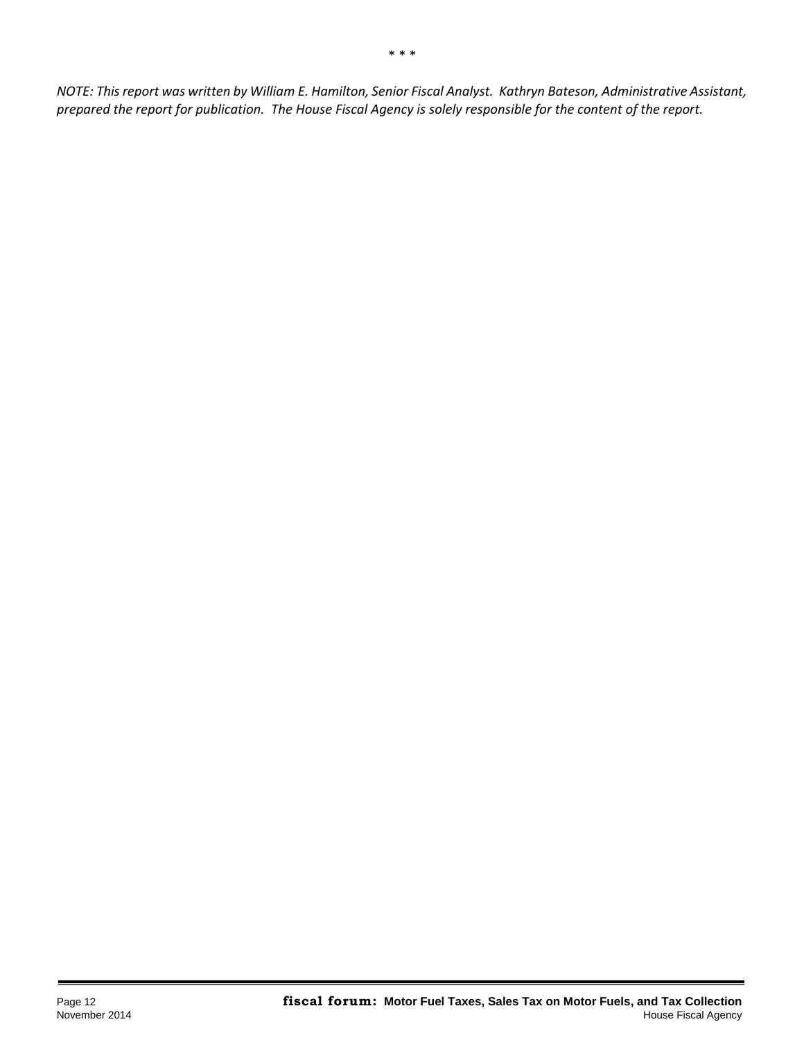\* \* \*

*NOTE: This report was written by William E. Hamilton, Senior Fiscal Analyst. Kathryn Bateson, Administrative Assistant, prepared the report for publication. The House Fiscal Agency is solely responsible for the content of the report.*